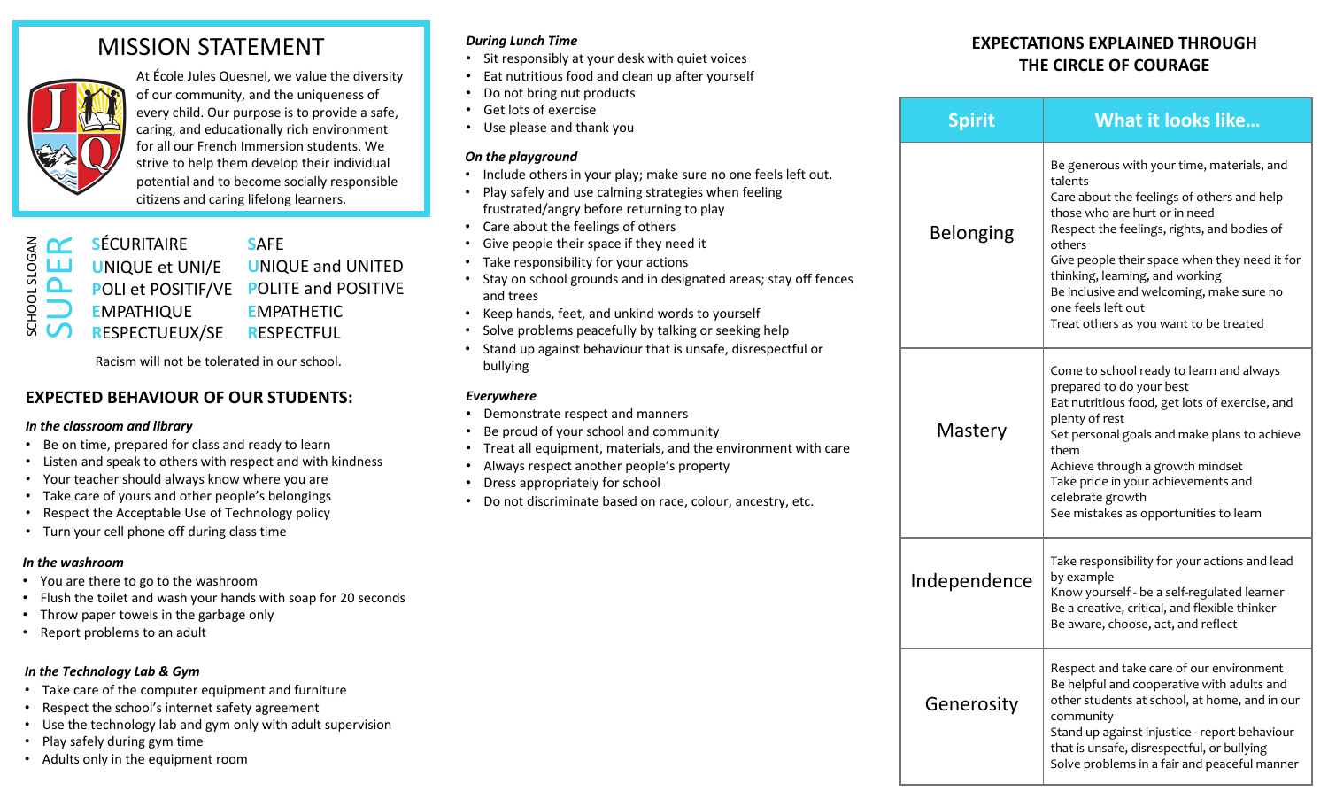# MISSION STATEMENT

At École Jules Quesnel, we value the diversity of our community, and the uniqueness of every child. Our purpose is to provide a safe, caring, and educationally rich environment for all our French Immersion students. We strive to help them develop their individual potential and to become socially responsible citizens and caring lifelong learners.

SCHOOL SLOGAN

SUPER

| | |
|---|---|
| **S**ÉCURITAIRE | **S**AFE |
| **U**NIQUE et UNI/E | **U**NIQUE and UNITED |
| **P**OLI et POSITIF/VE | **P**OLITE and POSITIVE |
| **E**MPATHIQUE | **E**MPATHETIC |
| **R**ESPECTUEUX/SE | **R**ESPECTFUL |

Racism will not be tolerated in our school.

## EXPECTED BEHAVIOUR OF OUR STUDENTS:

*In the classroom and library*

- Be on time, prepared for class and ready to learn
- Listen and speak to others with respect and with kindness
- Your teacher should always know where you are
- Take care of yours and other people's belongings
- Respect the Acceptable Use of Technology policy
- Turn your cell phone off during class time

*In the washroom*

- You are there to go to the washroom
- Flush the toilet and wash your hands with soap for 20 seconds
- Throw paper towels in the garbage only
- Report problems to an adult

*In the Technology Lab & Gym*

- Take care of the computer equipment and furniture
- Respect the school's internet safety agreement
- Use the technology lab and gym only with adult supervision
- Play safely during gym time
- Adults only in the equipment room

*During Lunch Time*

- Sit responsibly at your desk with quiet voices
- Eat nutritious food and clean up after yourself
- Do not bring nut products
- Get lots of exercise
- Use please and thank you

*On the playground*

- Include others in your play; make sure no one feels left out.
- Play safely and use calming strategies when feeling frustrated/angry before returning to play
- Care about the feelings of others
- Give people their space if they need it
- Take responsibility for your actions
- Stay on school grounds and in designated areas; stay off fences and trees
- Keep hands, feet, and unkind words to yourself
- Solve problems peacefully by talking or seeking help
- Stand up against behaviour that is unsafe, disrespectful or bullying

*Everywhere*

- Demonstrate respect and manners
- Be proud of your school and community
- Treat all equipment, materials, and the environment with care
- Always respect another people's property
- Dress appropriately for school
- Do not discriminate based on race, colour, ancestry, etc.

## EXPECTATIONS EXPLAINED THROUGH THE CIRCLE OF COURAGE

| Spirit | What it looks like… |
|---|---|
| Belonging | Be generous with your time, materials, and talents<br>Care about the feelings of others and help those who are hurt or in need<br>Respect the feelings, rights, and bodies of others<br>Give people their space when they need it for thinking, learning, and working<br>Be inclusive and welcoming, make sure no one feels left out<br>Treat others as you want to be treated |
| Mastery | Come to school ready to learn and always prepared to do your best<br>Eat nutritious food, get lots of exercise, and plenty of rest<br>Set personal goals and make plans to achieve them<br>Achieve through a growth mindset<br>Take pride in your achievements and celebrate growth<br>See mistakes as opportunities to learn |
| Independence | Take responsibility for your actions and lead by example<br>Know yourself - be a self-regulated learner<br>Be a creative, critical, and flexible thinker<br>Be aware, choose, act, and reflect |
| Generosity | Respect and take care of our environment<br>Be helpful and cooperative with adults and other students at school, at home, and in our community<br>Stand up against injustice - report behaviour that is unsafe, disrespectful, or bullying<br>Solve problems in a fair and peaceful manner |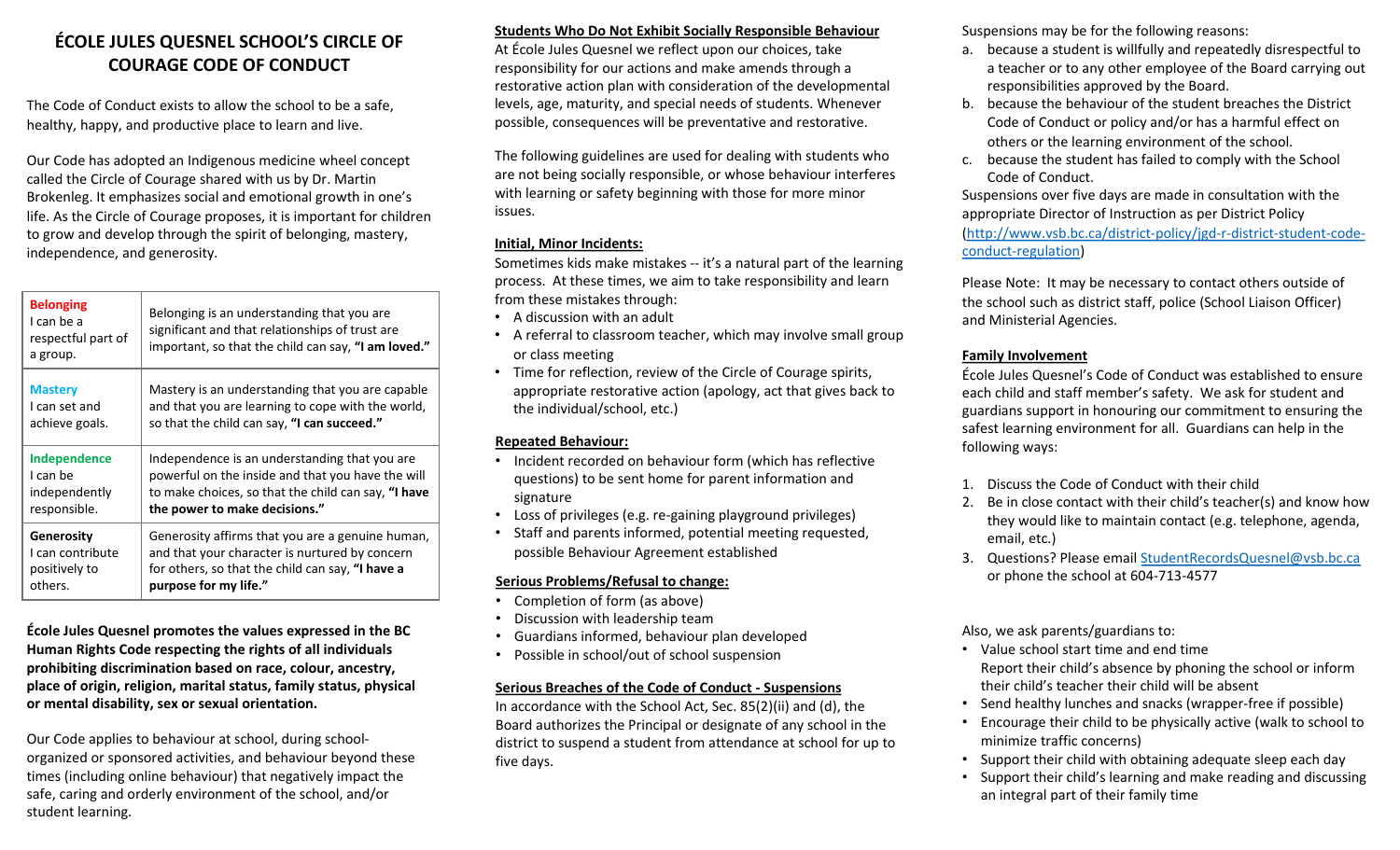# ÉCOLE JULES QUESNEL SCHOOL'S CIRCLE OF COURAGE CODE OF CONDUCT

The Code of Conduct exists to allow the school to be a safe, healthy, happy, and productive place to learn and live.

Our Code has adopted an Indigenous medicine wheel concept called the Circle of Courage shared with us by Dr. Martin Brokenleg. It emphasizes social and emotional growth in one's life. As the Circle of Courage proposes, it is important for children to grow and develop through the spirit of belonging, mastery, independence, and generosity.

| | |
|---|---|
| **Belonging**<br>I can be a respectful part of a group. | Belonging is an understanding that you are significant and that relationships of trust are important, so that the child can say, **"I am loved."** |
| **Mastery**<br>I can set and achieve goals. | Mastery is an understanding that you are capable and that you are learning to cope with the world, so that the child can say, **"I can succeed."** |
| **Independence**<br>I can be independently responsible. | Independence is an understanding that you are powerful on the inside and that you have the will to make choices, so that the child can say, **"I have the power to make decisions."** |
| **Generosity**<br>I can contribute positively to others. | Generosity affirms that you are a genuine human, and that your character is nurtured by concern for others, so that the child can say, **"I have a purpose for my life."** |

**École Jules Quesnel promotes the values expressed in the BC Human Rights Code respecting the rights of all individuals prohibiting discrimination based on race, colour, ancestry, place of origin, religion, marital status, family status, physical or mental disability, sex or sexual orientation.**

Our Code applies to behaviour at school, during school-organized or sponsored activities, and behaviour beyond these times (including online behaviour) that negatively impact the safe, caring and orderly environment of the school, and/or student learning.

## Students Who Do Not Exhibit Socially Responsible Behaviour

At École Jules Quesnel we reflect upon our choices, take responsibility for our actions and make amends through a restorative action plan with consideration of the developmental levels, age, maturity, and special needs of students. Whenever possible, consequences will be preventative and restorative.

The following guidelines are used for dealing with students who are not being socially responsible, or whose behaviour interferes with learning or safety beginning with those for more minor issues.

### Initial, Minor Incidents:

Sometimes kids make mistakes -- it's a natural part of the learning process. At these times, we aim to take responsibility and learn from these mistakes through:

- A discussion with an adult
- A referral to classroom teacher, which may involve small group or class meeting
- Time for reflection, review of the Circle of Courage spirits, appropriate restorative action (apology, act that gives back to the individual/school, etc.)

### Repeated Behaviour:

- Incident recorded on behaviour form (which has reflective questions) to be sent home for parent information and signature
- Loss of privileges (e.g. re-gaining playground privileges)
- Staff and parents informed, potential meeting requested, possible Behaviour Agreement established

### Serious Problems/Refusal to change:

- Completion of form (as above)
- Discussion with leadership team
- Guardians informed, behaviour plan developed
- Possible in school/out of school suspension

### Serious Breaches of the Code of Conduct - Suspensions

In accordance with the School Act, Sec. 85(2)(ii) and (d), the Board authorizes the Principal or designate of any school in the district to suspend a student from attendance at school for up to five days.

Suspensions may be for the following reasons:

a. because a student is willfully and repeatedly disrespectful to a teacher or to any other employee of the Board carrying out responsibilities approved by the Board.
b. because the behaviour of the student breaches the District Code of Conduct or policy and/or has a harmful effect on others or the learning environment of the school.
c. because the student has failed to comply with the School Code of Conduct.

Suspensions over five days are made in consultation with the appropriate Director of Instruction as per District Policy (http://www.vsb.bc.ca/district-policy/jgd-r-district-student-code-conduct-regulation)

Please Note: It may be necessary to contact others outside of the school such as district staff, police (School Liaison Officer) and Ministerial Agencies.

## Family Involvement

École Jules Quesnel's Code of Conduct was established to ensure each child and staff member's safety. We ask for student and guardians support in honouring our commitment to ensuring the safest learning environment for all. Guardians can help in the following ways:

1. Discuss the Code of Conduct with their child
2. Be in close contact with their child's teacher(s) and know how they would like to maintain contact (e.g. telephone, agenda, email, etc.)
3. Questions? Please email StudentRecordsQuesnel@vsb.bc.ca or phone the school at 604-713-4577

Also, we ask parents/guardians to:

- Value school start time and end time
  Report their child's absence by phoning the school or inform their child's teacher their child will be absent
- Send healthy lunches and snacks (wrapper-free if possible)
- Encourage their child to be physically active (walk to school to minimize traffic concerns)
- Support their child with obtaining adequate sleep each day
- Support their child's learning and make reading and discussing an integral part of their family time